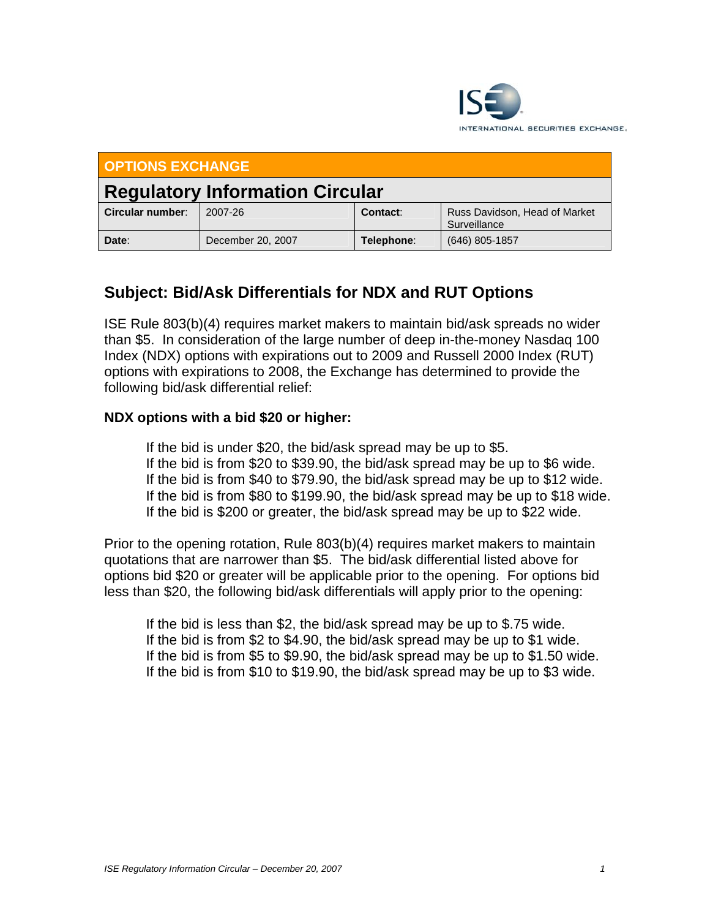INTERNATIONAL SECURITIES EXCHANGE.

| OPTIONS EXCHANGE | | | |
|---|---|---|---|
| **Regulatory Information Circular** | | | |
| **Circular number**: | 2007-26 | **Contact**: | Russ Davidson, Head of Market Surveillance |
| **Date**: | December 20, 2007 | **Telephone**: | (646) 805-1857 |

## Subject: Bid/Ask Differentials for NDX and RUT Options

ISE Rule 803(b)(4) requires market makers to maintain bid/ask spreads no wider than $5. In consideration of the large number of deep in-the-money Nasdaq 100 Index (NDX) options with expirations out to 2009 and Russell 2000 Index (RUT) options with expirations to 2008, the Exchange has determined to provide the following bid/ask differential relief:

**NDX options with a bid $20 or higher:**

> If the bid is under $20, the bid/ask spread may be up to $5.
> If the bid is from $20 to $39.90, the bid/ask spread may be up to $6 wide.
> If the bid is from $40 to $79.90, the bid/ask spread may be up to $12 wide.
> If the bid is from $80 to $199.90, the bid/ask spread may be up to $18 wide.
> If the bid is $200 or greater, the bid/ask spread may be up to $22 wide.

Prior to the opening rotation, Rule 803(b)(4) requires market makers to maintain quotations that are narrower than $5. The bid/ask differential listed above for options bid $20 or greater will be applicable prior to the opening. For options bid less than $20, the following bid/ask differentials will apply prior to the opening:

> If the bid is less than $2, the bid/ask spread may be up to $.75 wide.
> If the bid is from $2 to $4.90, the bid/ask spread may be up to $1 wide.
> If the bid is from $5 to $9.90, the bid/ask spread may be up to $1.50 wide.
> If the bid is from $10 to $19.90, the bid/ask spread may be up to $3 wide.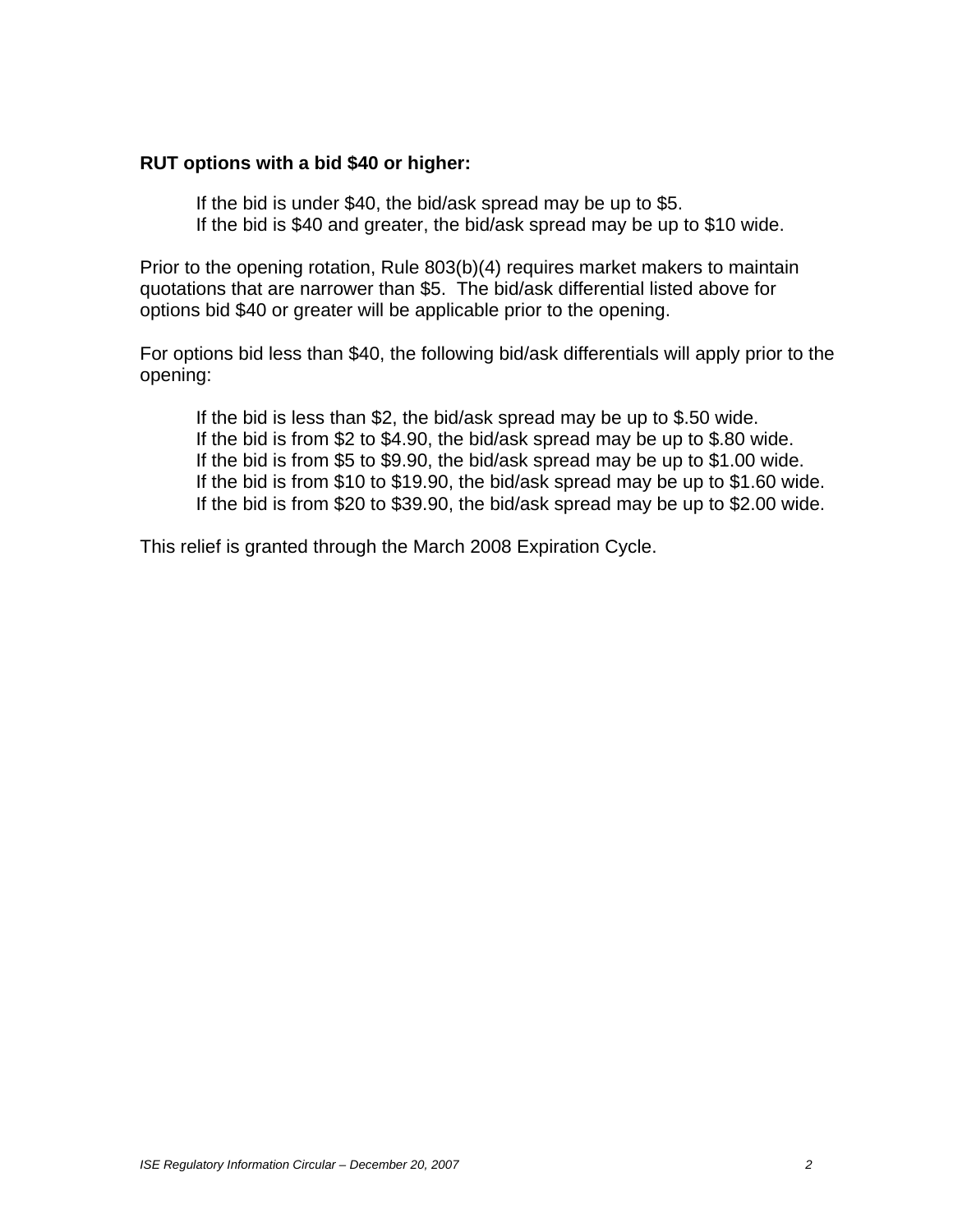**RUT options with a bid $40 or higher:**

If the bid is under $40, the bid/ask spread may be up to $5.
If the bid is $40 and greater, the bid/ask spread may be up to $10 wide.

Prior to the opening rotation, Rule 803(b)(4) requires market makers to maintain quotations that are narrower than $5. The bid/ask differential listed above for options bid $40 or greater will be applicable prior to the opening.

For options bid less than $40, the following bid/ask differentials will apply prior to the opening:

If the bid is less than $2, the bid/ask spread may be up to $.50 wide.
If the bid is from $2 to $4.90, the bid/ask spread may be up to $.80 wide.
If the bid is from $5 to $9.90, the bid/ask spread may be up to $1.00 wide.
If the bid is from $10 to $19.90, the bid/ask spread may be up to $1.60 wide.
If the bid is from $20 to $39.90, the bid/ask spread may be up to $2.00 wide.

This relief is granted through the March 2008 Expiration Cycle.